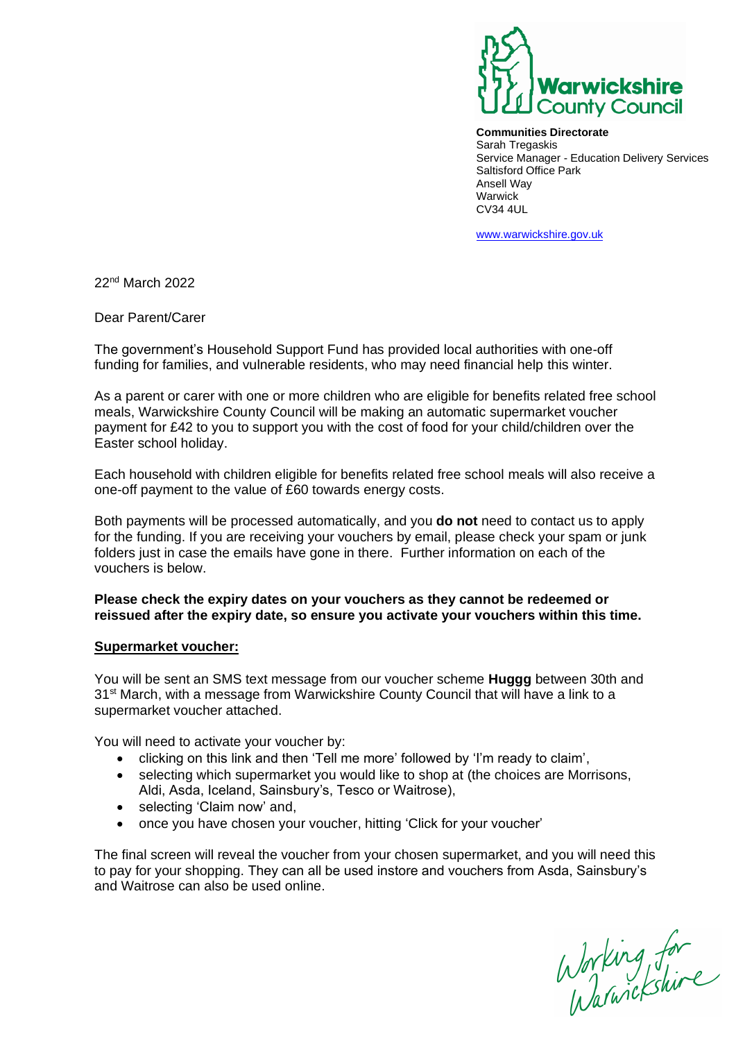Warwickshire County Council

**Communities Directorate**
Sarah Tregaskis
Service Manager - Education Delivery Services
Saltisford Office Park
Ansell Way
Warwick
CV34 4UL

www.warwickshire.gov.uk

22nd March 2022

Dear Parent/Carer

The government's Household Support Fund has provided local authorities with one-off funding for families, and vulnerable residents, who may need financial help this winter.

As a parent or carer with one or more children who are eligible for benefits related free school meals, Warwickshire County Council will be making an automatic supermarket voucher payment for £42 to you to support you with the cost of food for your child/children over the Easter school holiday.

Each household with children eligible for benefits related free school meals will also receive a one-off payment to the value of £60 towards energy costs.

Both payments will be processed automatically, and you **do not** need to contact us to apply for the funding. If you are receiving your vouchers by email, please check your spam or junk folders just in case the emails have gone in there. Further information on each of the vouchers is below.

**Please check the expiry dates on your vouchers as they cannot be redeemed or reissued after the expiry date, so ensure you activate your vouchers within this time.**

**Supermarket voucher:**

You will be sent an SMS text message from our voucher scheme **Huggg** between 30th and 31st March, with a message from Warwickshire County Council that will have a link to a supermarket voucher attached.

You will need to activate your voucher by:

- clicking on this link and then 'Tell me more' followed by 'I'm ready to claim',
- selecting which supermarket you would like to shop at (the choices are Morrisons, Aldi, Asda, Iceland, Sainsbury's, Tesco or Waitrose),
- selecting 'Claim now' and,
- once you have chosen your voucher, hitting 'Click for your voucher'

The final screen will reveal the voucher from your chosen supermarket, and you will need this to pay for your shopping. They can all be used instore and vouchers from Asda, Sainsbury's and Waitrose can also be used online.

Working for Warwickshire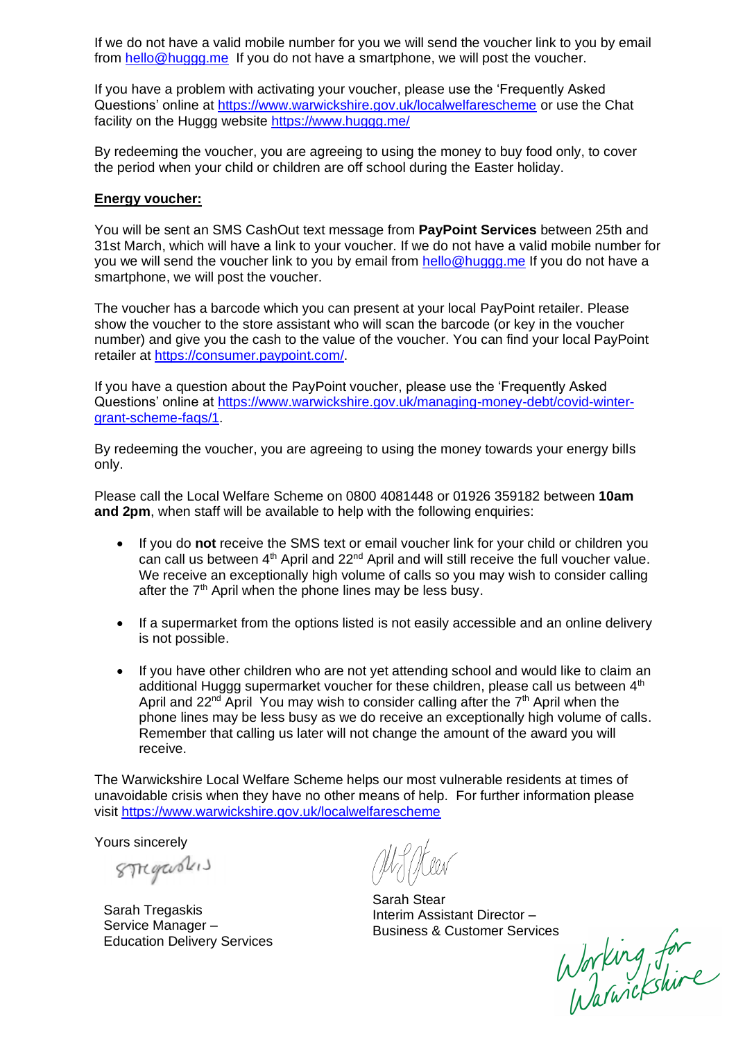If we do not have a valid mobile number for you we will send the voucher link to you by email from hello@huggg.me If you do not have a smartphone, we will post the voucher.

If you have a problem with activating your voucher, please use the 'Frequently Asked Questions' online at https://www.warwickshire.gov.uk/localwelfarescheme or use the Chat facility on the Huggg website https://www.huggg.me/

By redeeming the voucher, you are agreeing to using the money to buy food only, to cover the period when your child or children are off school during the Easter holiday.

**Energy voucher:**

You will be sent an SMS CashOut text message from **PayPoint Services** between 25th and 31st March, which will have a link to your voucher. If we do not have a valid mobile number for you we will send the voucher link to you by email from hello@huggg.me If you do not have a smartphone, we will post the voucher.

The voucher has a barcode which you can present at your local PayPoint retailer. Please show the voucher to the store assistant who will scan the barcode (or key in the voucher number) and give you the cash to the value of the voucher. You can find your local PayPoint retailer at https://consumer.paypoint.com/.

If you have a question about the PayPoint voucher, please use the 'Frequently Asked Questions' online at https://www.warwickshire.gov.uk/managing-money-debt/covid-winter-grant-scheme-faqs/1.

By redeeming the voucher, you are agreeing to using the money towards your energy bills only.

Please call the Local Welfare Scheme on 0800 4081448 or 01926 359182 between **10am and 2pm**, when staff will be available to help with the following enquiries:

- If you do **not** receive the SMS text or email voucher link for your child or children you can call us between 4th April and 22nd April and will still receive the full voucher value. We receive an exceptionally high volume of calls so you may wish to consider calling after the 7th April when the phone lines may be less busy.

- If a supermarket from the options listed is not easily accessible and an online delivery is not possible.

- If you have other children who are not yet attending school and would like to claim an additional Huggg supermarket voucher for these children, please call us between 4th April and 22nd April You may wish to consider calling after the 7th April when the phone lines may be less busy as we do receive an exceptionally high volume of calls. Remember that calling us later will not change the amount of the award you will receive.

The Warwickshire Local Welfare Scheme helps our most vulnerable residents at times of unavoidable crisis when they have no other means of help. For further information please visit https://www.warwickshire.gov.uk/localwelfarescheme

Yours sincerely

Sarah Tregaskis
Service Manager –
Education Delivery Services

Sarah Stear
Interim Assistant Director –
Business & Customer Services

Working for Warwickshire